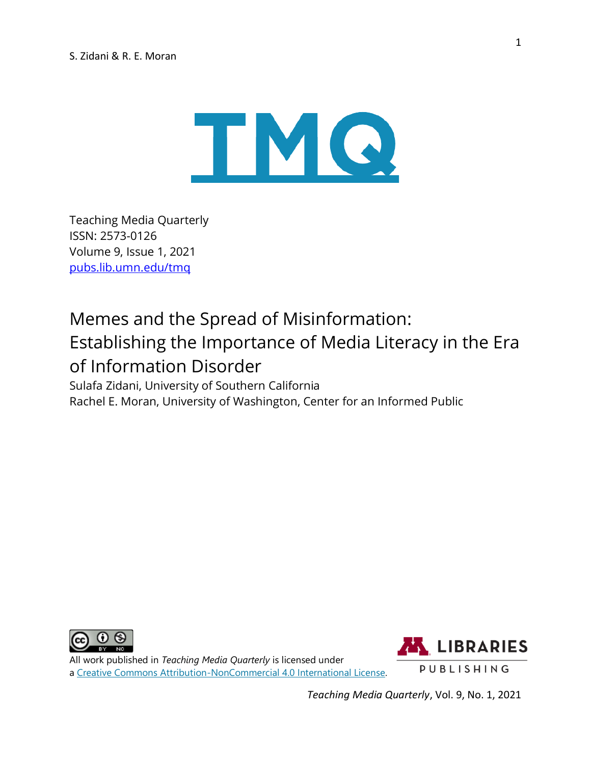Teaching Media Quarterly
ISSN: 2573-0126
Volume 9, Issue 1, 2021
[pubs.lib.umn.edu/tmq](pubs.lib.umn.edu/tmq)

# Memes and the Spread of Misinformation: Establishing the Importance of Media Literacy in the Era of Information Disorder

Sulafa Zidani, University of Southern California
Rachel E. Moran, University of Washington, Center for an Informed Public

All work published in *Teaching Media Quarterly* is licensed under a Creative Commons Attribution-NonCommercial 4.0 International License.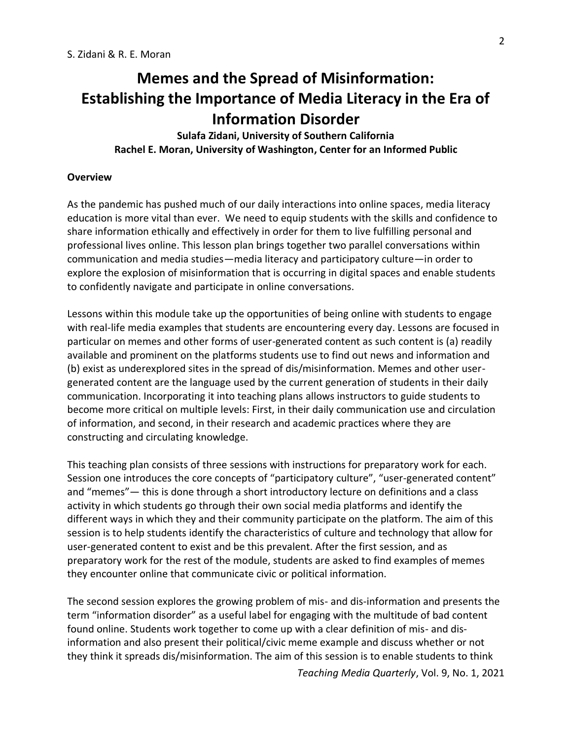# Memes and the Spread of Misinformation: Establishing the Importance of Media Literacy in the Era of Information Disorder

**Sulafa Zidani, University of Southern California**
**Rachel E. Moran, University of Washington, Center for an Informed Public**

**Overview**

As the pandemic has pushed much of our daily interactions into online spaces, media literacy education is more vital than ever. We need to equip students with the skills and confidence to share information ethically and effectively in order for them to live fulfilling personal and professional lives online. This lesson plan brings together two parallel conversations within communication and media studies—media literacy and participatory culture—in order to explore the explosion of misinformation that is occurring in digital spaces and enable students to confidently navigate and participate in online conversations.

Lessons within this module take up the opportunities of being online with students to engage with real-life media examples that students are encountering every day. Lessons are focused in particular on memes and other forms of user-generated content as such content is (a) readily available and prominent on the platforms students use to find out news and information and (b) exist as underexplored sites in the spread of dis/misinformation. Memes and other user-generated content are the language used by the current generation of students in their daily communication. Incorporating it into teaching plans allows instructors to guide students to become more critical on multiple levels: First, in their daily communication use and circulation of information, and second, in their research and academic practices where they are constructing and circulating knowledge.

This teaching plan consists of three sessions with instructions for preparatory work for each. Session one introduces the core concepts of "participatory culture", "user-generated content" and "memes"— this is done through a short introductory lecture on definitions and a class activity in which students go through their own social media platforms and identify the different ways in which they and their community participate on the platform. The aim of this session is to help students identify the characteristics of culture and technology that allow for user-generated content to exist and be this prevalent. After the first session, and as preparatory work for the rest of the module, students are asked to find examples of memes they encounter online that communicate civic or political information.

The second session explores the growing problem of mis- and dis-information and presents the term "information disorder" as a useful label for engaging with the multitude of bad content found online. Students work together to come up with a clear definition of mis- and dis-information and also present their political/civic meme example and discuss whether or not they think it spreads dis/misinformation. The aim of this session is to enable students to think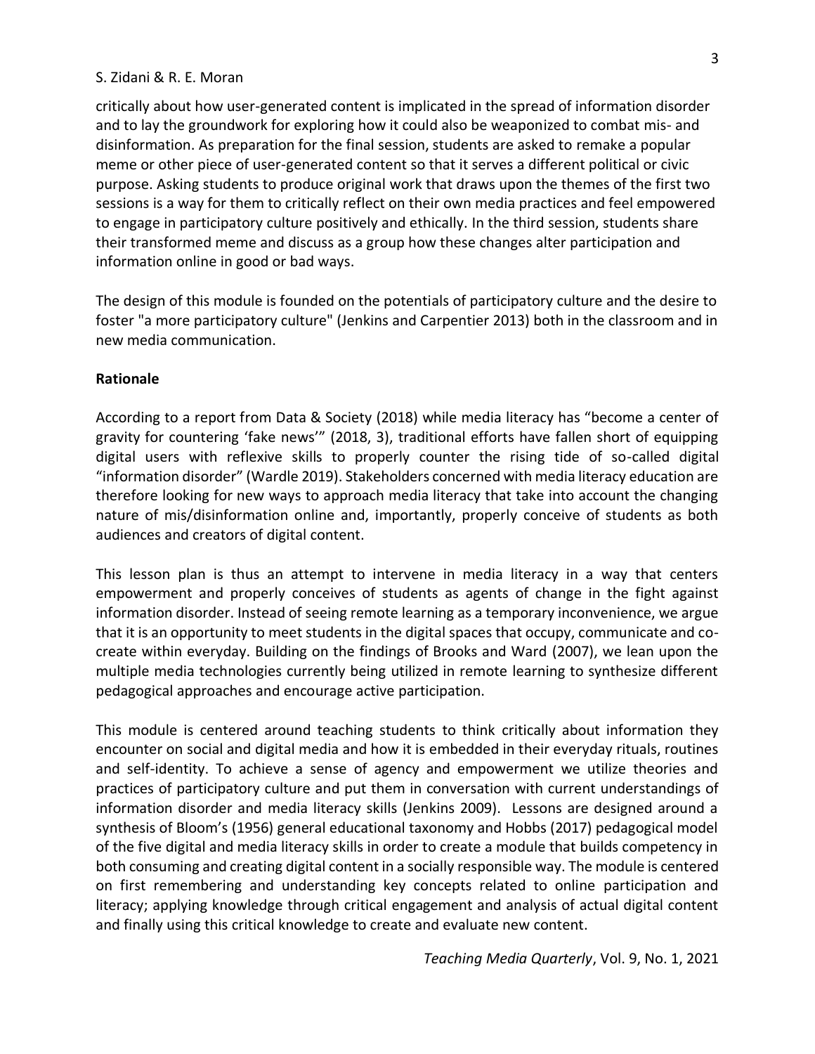critically about how user-generated content is implicated in the spread of information disorder and to lay the groundwork for exploring how it could also be weaponized to combat mis- and disinformation. As preparation for the final session, students are asked to remake a popular meme or other piece of user-generated content so that it serves a different political or civic purpose. Asking students to produce original work that draws upon the themes of the first two sessions is a way for them to critically reflect on their own media practices and feel empowered to engage in participatory culture positively and ethically. In the third session, students share their transformed meme and discuss as a group how these changes alter participation and information online in good or bad ways.

The design of this module is founded on the potentials of participatory culture and the desire to foster "a more participatory culture" (Jenkins and Carpentier 2013) both in the classroom and in new media communication.

**Rationale**

According to a report from Data & Society (2018) while media literacy has "become a center of gravity for countering 'fake news'" (2018, 3), traditional efforts have fallen short of equipping digital users with reflexive skills to properly counter the rising tide of so-called digital "information disorder" (Wardle 2019). Stakeholders concerned with media literacy education are therefore looking for new ways to approach media literacy that take into account the changing nature of mis/disinformation online and, importantly, properly conceive of students as both audiences and creators of digital content.

This lesson plan is thus an attempt to intervene in media literacy in a way that centers empowerment and properly conceives of students as agents of change in the fight against information disorder. Instead of seeing remote learning as a temporary inconvenience, we argue that it is an opportunity to meet students in the digital spaces that occupy, communicate and co-create within everyday. Building on the findings of Brooks and Ward (2007), we lean upon the multiple media technologies currently being utilized in remote learning to synthesize different pedagogical approaches and encourage active participation.

This module is centered around teaching students to think critically about information they encounter on social and digital media and how it is embedded in their everyday rituals, routines and self-identity. To achieve a sense of agency and empowerment we utilize theories and practices of participatory culture and put them in conversation with current understandings of information disorder and media literacy skills (Jenkins 2009). Lessons are designed around a synthesis of Bloom's (1956) general educational taxonomy and Hobbs (2017) pedagogical model of the five digital and media literacy skills in order to create a module that builds competency in both consuming and creating digital content in a socially responsible way. The module is centered on first remembering and understanding key concepts related to online participation and literacy; applying knowledge through critical engagement and analysis of actual digital content and finally using this critical knowledge to create and evaluate new content.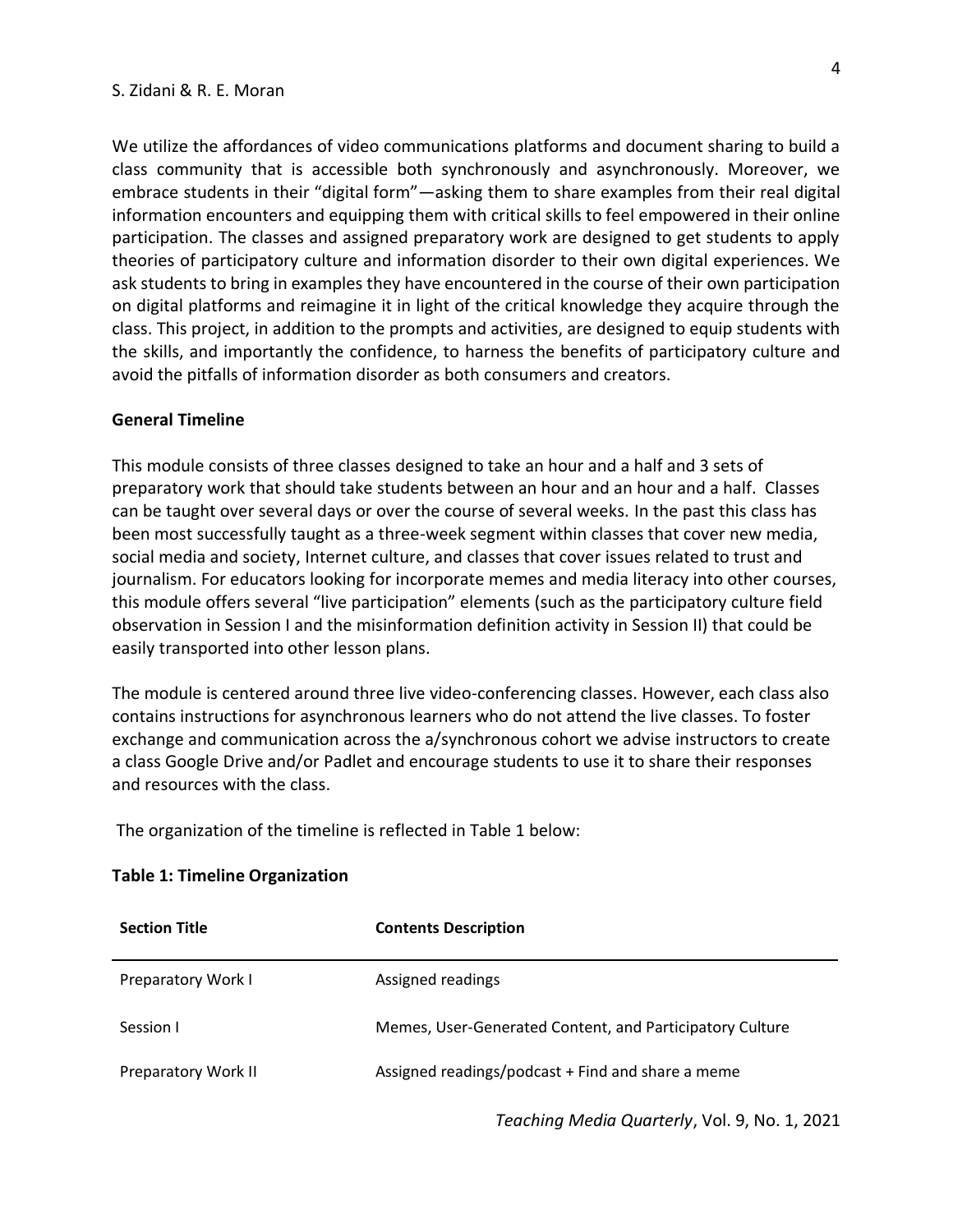We utilize the affordances of video communications platforms and document sharing to build a class community that is accessible both synchronously and asynchronously. Moreover, we embrace students in their "digital form"—asking them to share examples from their real digital information encounters and equipping them with critical skills to feel empowered in their online participation. The classes and assigned preparatory work are designed to get students to apply theories of participatory culture and information disorder to their own digital experiences. We ask students to bring in examples they have encountered in the course of their own participation on digital platforms and reimagine it in light of the critical knowledge they acquire through the class. This project, in addition to the prompts and activities, are designed to equip students with the skills, and importantly the confidence, to harness the benefits of participatory culture and avoid the pitfalls of information disorder as both consumers and creators.

**General Timeline**

This module consists of three classes designed to take an hour and a half and 3 sets of preparatory work that should take students between an hour and an hour and a half. Classes can be taught over several days or over the course of several weeks. In the past this class has been most successfully taught as a three-week segment within classes that cover new media, social media and society, Internet culture, and classes that cover issues related to trust and journalism. For educators looking for incorporate memes and media literacy into other courses, this module offers several "live participation" elements (such as the participatory culture field observation in Session I and the misinformation definition activity in Session II) that could be easily transported into other lesson plans.

The module is centered around three live video-conferencing classes. However, each class also contains instructions for asynchronous learners who do not attend the live classes. To foster exchange and communication across the a/synchronous cohort we advise instructors to create a class Google Drive and/or Padlet and encourage students to use it to share their responses and resources with the class.

The organization of the timeline is reflected in Table 1 below:

**Table 1: Timeline Organization**

| Section Title | Contents Description |
|---|---|
| Preparatory Work I | Assigned readings |
| Session I | Memes, User-Generated Content, and Participatory Culture |
| Preparatory Work II | Assigned readings/podcast + Find and share a meme |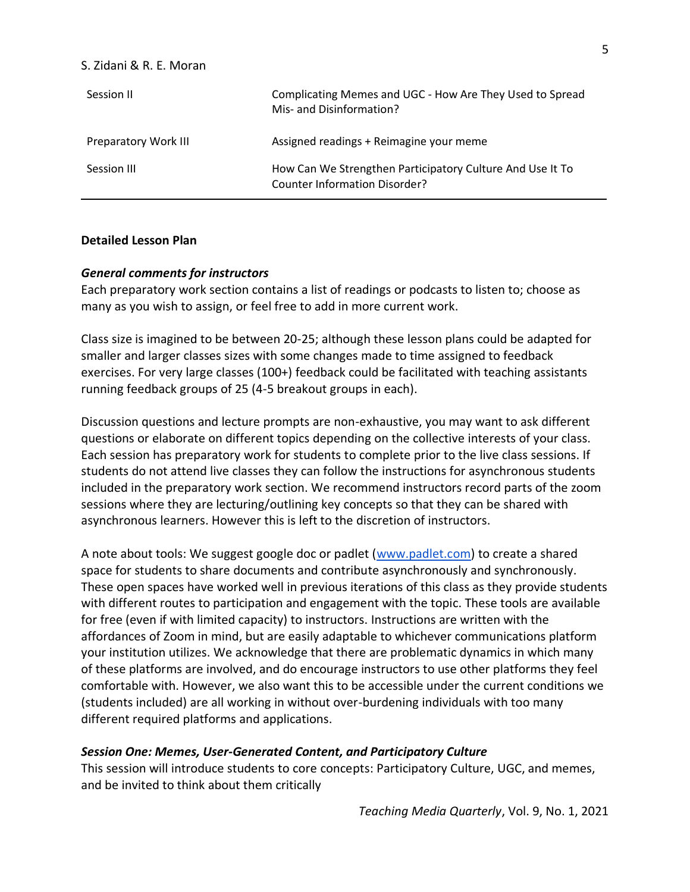| | |
|---|---|
| Session II | Complicating Memes and UGC - How Are They Used to Spread Mis- and Disinformation? |
| Preparatory Work III | Assigned readings + Reimagine your meme |
| Session III | How Can We Strengthen Participatory Culture And Use It To Counter Information Disorder? |

**Detailed Lesson Plan**

***General comments for instructors***

Each preparatory work section contains a list of readings or podcasts to listen to; choose as many as you wish to assign, or feel free to add in more current work.

Class size is imagined to be between 20-25; although these lesson plans could be adapted for smaller and larger classes sizes with some changes made to time assigned to feedback exercises. For very large classes (100+) feedback could be facilitated with teaching assistants running feedback groups of 25 (4-5 breakout groups in each).

Discussion questions and lecture prompts are non-exhaustive, you may want to ask different questions or elaborate on different topics depending on the collective interests of your class. Each session has preparatory work for students to complete prior to the live class sessions. If students do not attend live classes they can follow the instructions for asynchronous students included in the preparatory work section. We recommend instructors record parts of the zoom sessions where they are lecturing/outlining key concepts so that they can be shared with asynchronous learners. However this is left to the discretion of instructors.

A note about tools: We suggest google doc or padlet ([www.padlet.com](www.padlet.com)) to create a shared space for students to share documents and contribute asynchronously and synchronously. These open spaces have worked well in previous iterations of this class as they provide students with different routes to participation and engagement with the topic. These tools are available for free (even if with limited capacity) to instructors. Instructions are written with the affordances of Zoom in mind, but are easily adaptable to whichever communications platform your institution utilizes. We acknowledge that there are problematic dynamics in which many of these platforms are involved, and do encourage instructors to use other platforms they feel comfortable with. However, we also want this to be accessible under the current conditions we (students included) are all working in without over-burdening individuals with too many different required platforms and applications.

***Session One: Memes, User-Generated Content, and Participatory Culture***

This session will introduce students to core concepts: Participatory Culture, UGC, and memes, and be invited to think about them critically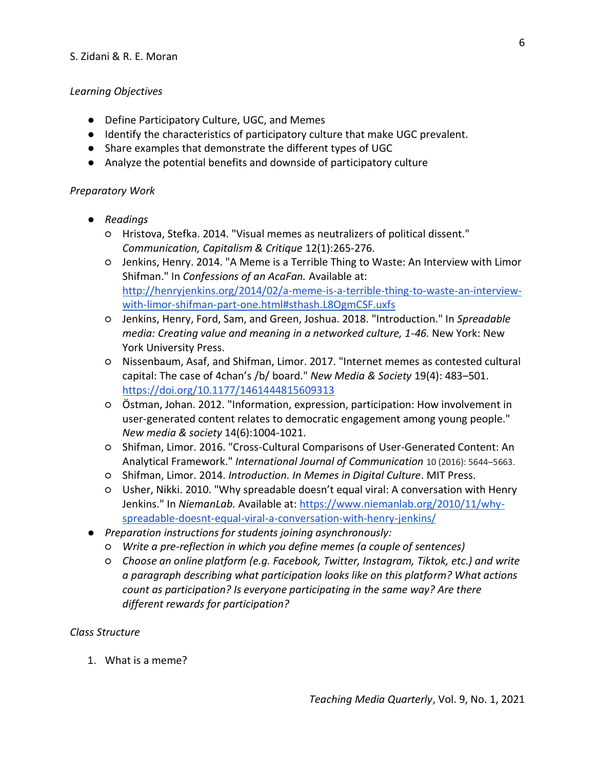*Learning Objectives*

- Define Participatory Culture, UGC, and Memes
- Identify the characteristics of participatory culture that make UGC prevalent.
- Share examples that demonstrate the different types of UGC
- Analyze the potential benefits and downside of participatory culture

*Preparatory Work*

- *Readings*
  - Hristova, Stefka. 2014. "Visual memes as neutralizers of political dissent." *Communication, Capitalism & Critique* 12(1):265-276.
  - Jenkins, Henry. 2014. "A Meme is a Terrible Thing to Waste: An Interview with Limor Shifman." In *Confessions of an AcaFan.* Available at: [http://henryjenkins.org/2014/02/a-meme-is-a-terrible-thing-to-waste-an-interview-with-limor-shifman-part-one.html#sthash.L8OgmCSF.uxfs](http://henryjenkins.org/2014/02/a-meme-is-a-terrible-thing-to-waste-an-interview-with-limor-shifman-part-one.html#sthash.L8OgmCSF.uxfs)
  - Jenkins, Henry, Ford, Sam, and Green, Joshua. 2018. "Introduction." In *Spreadable media: Creating value and meaning in a networked culture, 1-46.* New York: New York University Press.
  - Nissenbaum, Asaf, and Shifman, Limor. 2017. "Internet memes as contested cultural capital: The case of 4chan's /b/ board." *New Media & Society* 19(4): 483–501. [https://doi.org/10.1177/1461444815609313](https://doi.org/10.1177/1461444815609313)
  - Östman, Johan. 2012. "Information, expression, participation: How involvement in user-generated content relates to democratic engagement among young people." *New media & society* 14(6):1004-1021.
  - Shifman, Limor. 2016. "Cross-Cultural Comparisons of User-Generated Content: An Analytical Framework." *International Journal of Communication* 10 (2016): 5644–5663.
  - Shifman, Limor. 2014. *Introduction. In Memes in Digital Culture*. MIT Press.
  - Usher, Nikki. 2010. "Why spreadable doesn't equal viral: A conversation with Henry Jenkins." In *NiemanLab.* Available at: [https://www.niemanlab.org/2010/11/why-spreadable-doesnt-equal-viral-a-conversation-with-henry-jenkins/](https://www.niemanlab.org/2010/11/why-spreadable-doesnt-equal-viral-a-conversation-with-henry-jenkins/)
- *Preparation instructions for students joining asynchronously:*
  - *Write a pre-reflection in which you define memes (a couple of sentences)*
  - *Choose an online platform (e.g. Facebook, Twitter, Instagram, Tiktok, etc.) and write a paragraph describing what participation looks like on this platform? What actions count as participation? Is everyone participating in the same way? Are there different rewards for participation?*

*Class Structure*

1. What is a meme?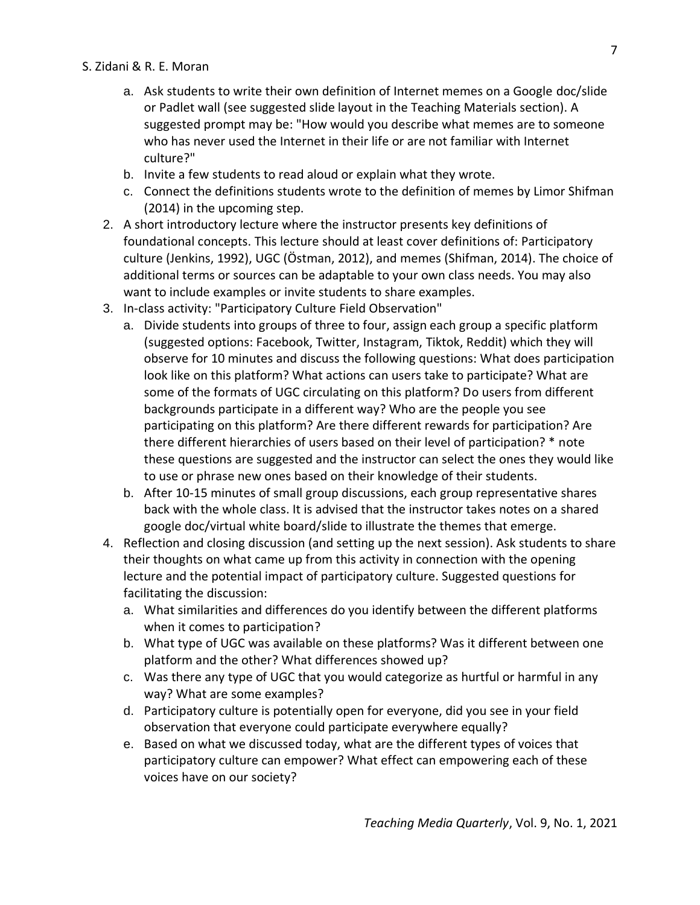a. Ask students to write their own definition of Internet memes on a Google doc/slide or Padlet wall (see suggested slide layout in the Teaching Materials section). A suggested prompt may be: "How would you describe what memes are to someone who has never used the Internet in their life or are not familiar with Internet culture?"
   b. Invite a few students to read aloud or explain what they wrote.
   c. Connect the definitions students wrote to the definition of memes by Limor Shifman (2014) in the upcoming step.
2. A short introductory lecture where the instructor presents key definitions of foundational concepts. This lecture should at least cover definitions of: Participatory culture (Jenkins, 1992), UGC (Östman, 2012), and memes (Shifman, 2014). The choice of additional terms or sources can be adaptable to your own class needs. You may also want to include examples or invite students to share examples.
3. In-class activity: "Participatory Culture Field Observation"
   a. Divide students into groups of three to four, assign each group a specific platform (suggested options: Facebook, Twitter, Instagram, Tiktok, Reddit) which they will observe for 10 minutes and discuss the following questions: What does participation look like on this platform? What actions can users take to participate? What are some of the formats of UGC circulating on this platform? Do users from different backgrounds participate in a different way? Who are the people you see participating on this platform? Are there different rewards for participation? Are there different hierarchies of users based on their level of participation? * note these questions are suggested and the instructor can select the ones they would like to use or phrase new ones based on their knowledge of their students.
   b. After 10-15 minutes of small group discussions, each group representative shares back with the whole class. It is advised that the instructor takes notes on a shared google doc/virtual white board/slide to illustrate the themes that emerge.
4. Reflection and closing discussion (and setting up the next session). Ask students to share their thoughts on what came up from this activity in connection with the opening lecture and the potential impact of participatory culture. Suggested questions for facilitating the discussion:
   a. What similarities and differences do you identify between the different platforms when it comes to participation?
   b. What type of UGC was available on these platforms? Was it different between one platform and the other? What differences showed up?
   c. Was there any type of UGC that you would categorize as hurtful or harmful in any way? What are some examples?
   d. Participatory culture is potentially open for everyone, did you see in your field observation that everyone could participate everywhere equally?
   e. Based on what we discussed today, what are the different types of voices that participatory culture can empower? What effect can empowering each of these voices have on our society?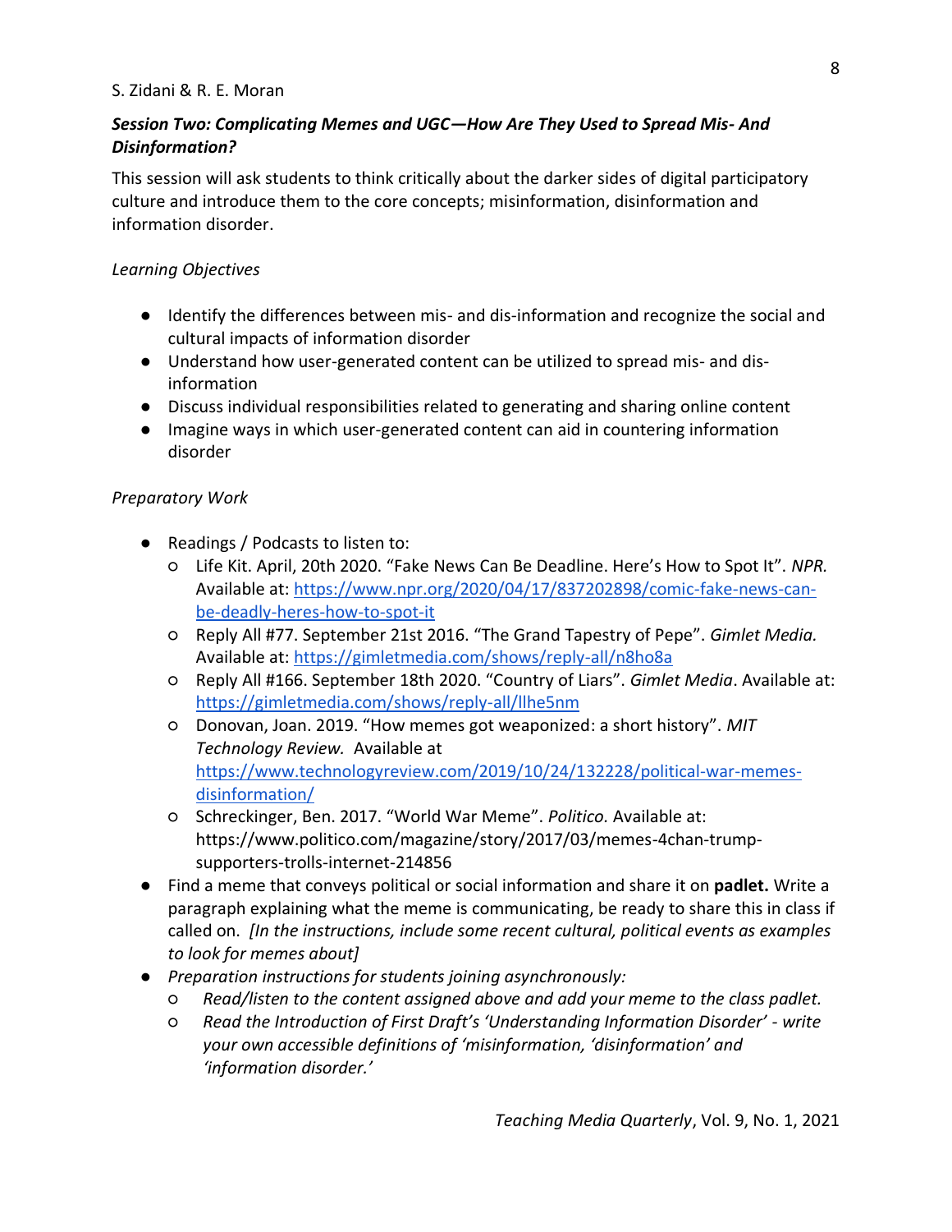### *Session Two: Complicating Memes and UGC—How Are They Used to Spread Mis- And Disinformation?*

This session will ask students to think critically about the darker sides of digital participatory culture and introduce them to the core concepts; misinformation, disinformation and information disorder.

*Learning Objectives*

- Identify the differences between mis- and dis-information and recognize the social and cultural impacts of information disorder
- Understand how user-generated content can be utilized to spread mis- and dis-information
- Discuss individual responsibilities related to generating and sharing online content
- Imagine ways in which user-generated content can aid in countering information disorder

*Preparatory Work*

- Readings / Podcasts to listen to:
    - Life Kit. April, 20th 2020. "Fake News Can Be Deadline. Here's How to Spot It". *NPR.* Available at: https://www.npr.org/2020/04/17/837202898/comic-fake-news-can-be-deadly-heres-how-to-spot-it
    - Reply All #77. September 21st 2016. "The Grand Tapestry of Pepe". *Gimlet Media.* Available at: https://gimletmedia.com/shows/reply-all/n8ho8a
    - Reply All #166. September 18th 2020. "Country of Liars". *Gimlet Media*. Available at: https://gimletmedia.com/shows/reply-all/llhe5nm
    - Donovan, Joan. 2019. "How memes got weaponized: a short history". *MIT Technology Review.* Available at https://www.technologyreview.com/2019/10/24/132228/political-war-memes-disinformation/
    - Schreckinger, Ben. 2017. "World War Meme". *Politico.* Available at: https://www.politico.com/magazine/story/2017/03/memes-4chan-trump-supporters-trolls-internet-214856
- Find a meme that conveys political or social information and share it on **padlet.** Write a paragraph explaining what the meme is communicating, be ready to share this in class if called on. *[In the instructions, include some recent cultural, political events as examples to look for memes about]*
- *Preparation instructions for students joining asynchronously:*
    - *Read/listen to the content assigned above and add your meme to the class padlet.*
    - *Read the Introduction of First Draft's 'Understanding Information Disorder' - write your own accessible definitions of 'misinformation, 'disinformation' and 'information disorder.'*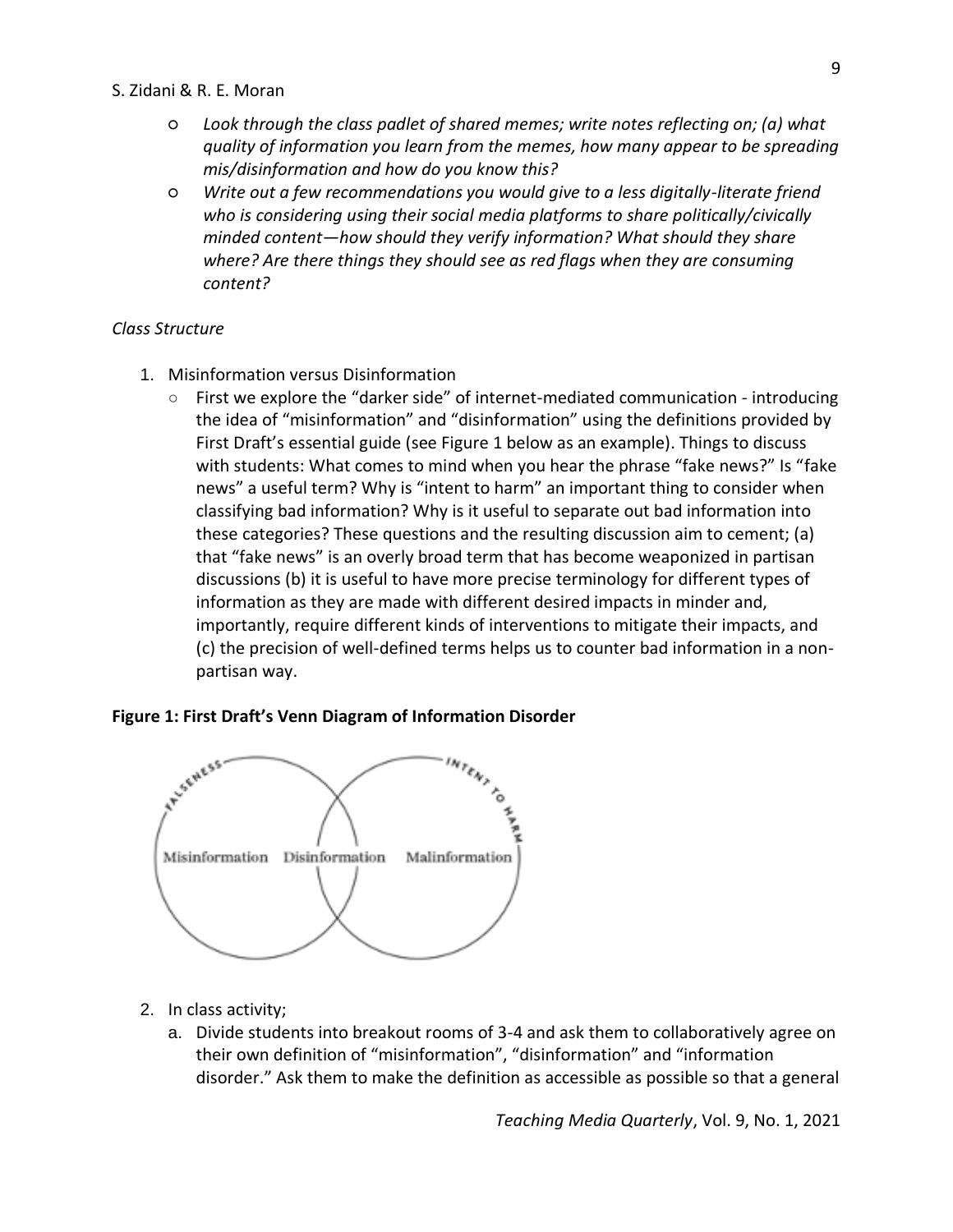- *Look through the class padlet of shared memes; write notes reflecting on; (a) what quality of information you learn from the memes, how many appear to be spreading mis/disinformation and how do you know this?*
- *Write out a few recommendations you would give to a less digitally-literate friend who is considering using their social media platforms to share politically/civically minded content—how should they verify information? What should they share where? Are there things they should see as red flags when they are consuming content?*

*Class Structure*

1. Misinformation versus Disinformation
   - First we explore the "darker side" of internet-mediated communication - introducing the idea of "misinformation" and "disinformation" using the definitions provided by First Draft's essential guide (see Figure 1 below as an example). Things to discuss with students: What comes to mind when you hear the phrase "fake news?" Is "fake news" a useful term? Why is "intent to harm" an important thing to consider when classifying bad information? Why is it useful to separate out bad information into these categories? These questions and the resulting discussion aim to cement; (a) that "fake news" is an overly broad term that has become weaponized in partisan discussions (b) it is useful to have more precise terminology for different types of information as they are made with different desired impacts in minder and, importantly, require different kinds of interventions to mitigate their impacts, and (c) the precision of well-defined terms helps us to counter bad information in a non-partisan way.

**Figure 1: First Draft's Venn Diagram of Information Disorder**

2. In class activity;
   a. Divide students into breakout rooms of 3-4 and ask them to collaboratively agree on their own definition of "misinformation", "disinformation" and "information disorder." Ask them to make the definition as accessible as possible so that a general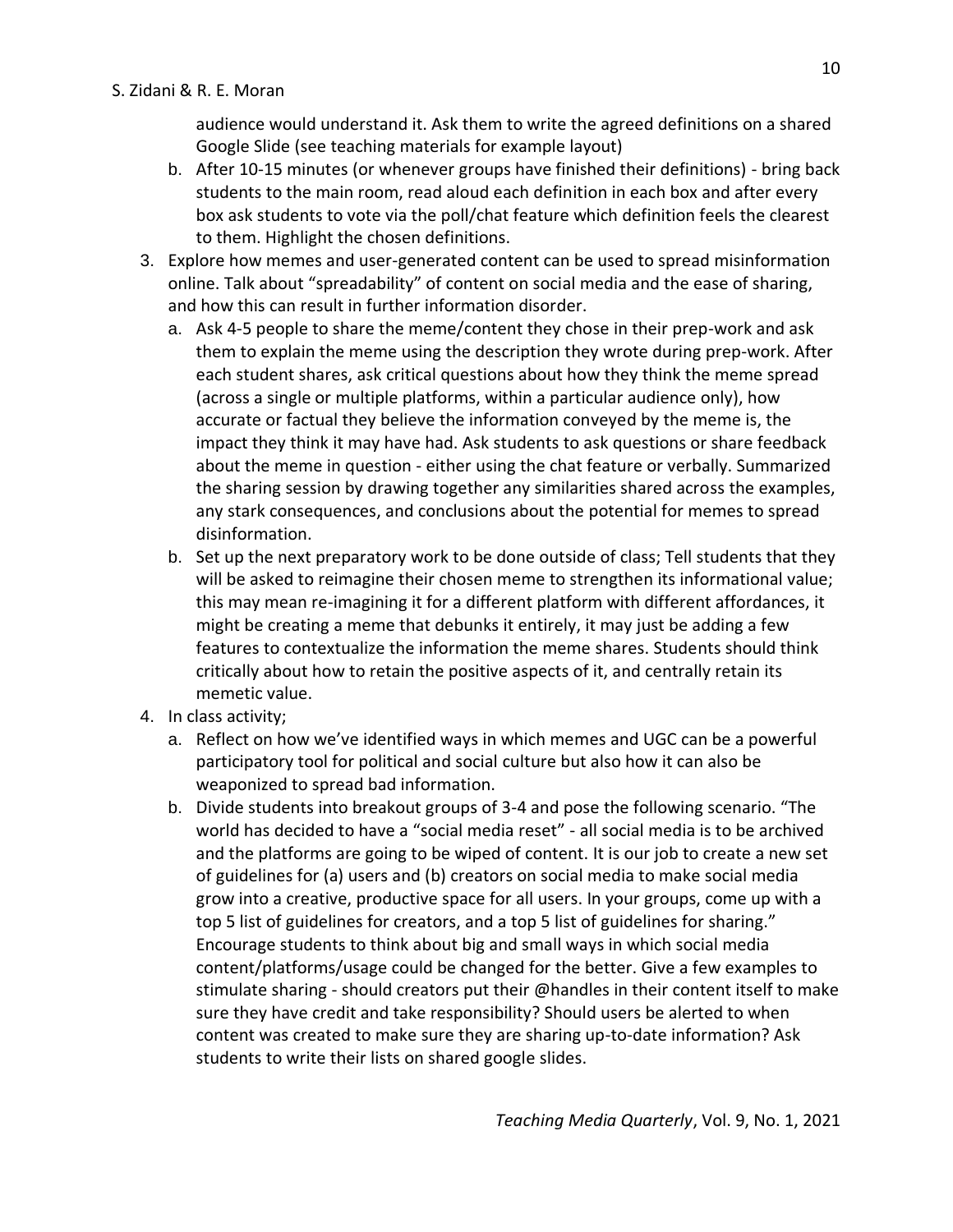audience would understand it. Ask them to write the agreed definitions on a shared Google Slide (see teaching materials for example layout)

   b. After 10-15 minutes (or whenever groups have finished their definitions) - bring back students to the main room, read aloud each definition in each box and after every box ask students to vote via the poll/chat feature which definition feels the clearest to them. Highlight the chosen definitions.

3. Explore how memes and user-generated content can be used to spread misinformation online. Talk about "spreadability" of content on social media and the ease of sharing, and how this can result in further information disorder.
   a. Ask 4-5 people to share the meme/content they chose in their prep-work and ask them to explain the meme using the description they wrote during prep-work. After each student shares, ask critical questions about how they think the meme spread (across a single or multiple platforms, within a particular audience only), how accurate or factual they believe the information conveyed by the meme is, the impact they think it may have had. Ask students to ask questions or share feedback about the meme in question - either using the chat feature or verbally. Summarized the sharing session by drawing together any similarities shared across the examples, any stark consequences, and conclusions about the potential for memes to spread disinformation.
   b. Set up the next preparatory work to be done outside of class; Tell students that they will be asked to reimagine their chosen meme to strengthen its informational value; this may mean re-imagining it for a different platform with different affordances, it might be creating a meme that debunks it entirely, it may just be adding a few features to contextualize the information the meme shares. Students should think critically about how to retain the positive aspects of it, and centrally retain its memetic value.
4. In class activity;
   a. Reflect on how we've identified ways in which memes and UGC can be a powerful participatory tool for political and social culture but also how it can also be weaponized to spread bad information.
   b. Divide students into breakout groups of 3-4 and pose the following scenario. "The world has decided to have a "social media reset" - all social media is to be archived and the platforms are going to be wiped of content. It is our job to create a new set of guidelines for (a) users and (b) creators on social media to make social media grow into a creative, productive space for all users. In your groups, come up with a top 5 list of guidelines for creators, and a top 5 list of guidelines for sharing." Encourage students to think about big and small ways in which social media content/platforms/usage could be changed for the better. Give a few examples to stimulate sharing - should creators put their @handles in their content itself to make sure they have credit and take responsibility? Should users be alerted to when content was created to make sure they are sharing up-to-date information? Ask students to write their lists on shared google slides.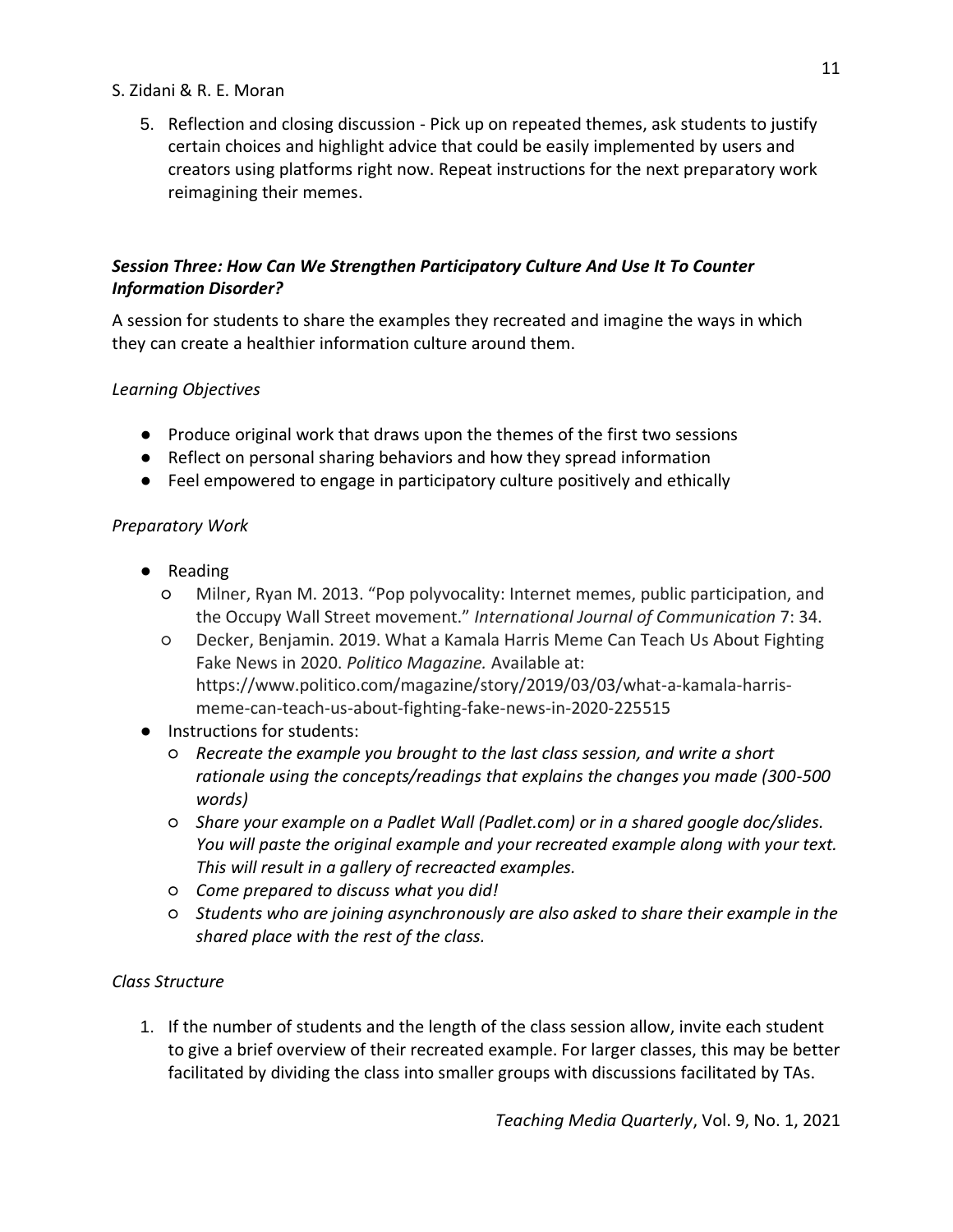5. Reflection and closing discussion - Pick up on repeated themes, ask students to justify certain choices and highlight advice that could be easily implemented by users and creators using platforms right now. Repeat instructions for the next preparatory work reimagining their memes.

### *Session Three: How Can We Strengthen Participatory Culture And Use It To Counter Information Disorder?*

A session for students to share the examples they recreated and imagine the ways in which they can create a healthier information culture around them.

*Learning Objectives*

- Produce original work that draws upon the themes of the first two sessions
- Reflect on personal sharing behaviors and how they spread information
- Feel empowered to engage in participatory culture positively and ethically

*Preparatory Work*

- Reading
  - Milner, Ryan M. 2013. "Pop polyvocality: Internet memes, public participation, and the Occupy Wall Street movement." *International Journal of Communication* 7: 34.
  - Decker, Benjamin. 2019. What a Kamala Harris Meme Can Teach Us About Fighting Fake News in 2020. *Politico Magazine.* Available at: https://www.politico.com/magazine/story/2019/03/03/what-a-kamala-harris-meme-can-teach-us-about-fighting-fake-news-in-2020-225515
- Instructions for students:
  - *Recreate the example you brought to the last class session, and write a short rationale using the concepts/readings that explains the changes you made (300-500 words)*
  - *Share your example on a Padlet Wall (Padlet.com) or in a shared google doc/slides. You will paste the original example and your recreated example along with your text. This will result in a gallery of recreacted examples.*
  - *Come prepared to discuss what you did!*
  - *Students who are joining asynchronously are also asked to share their example in the shared place with the rest of the class.*

*Class Structure*

1. If the number of students and the length of the class session allow, invite each student to give a brief overview of their recreated example. For larger classes, this may be better facilitated by dividing the class into smaller groups with discussions facilitated by TAs.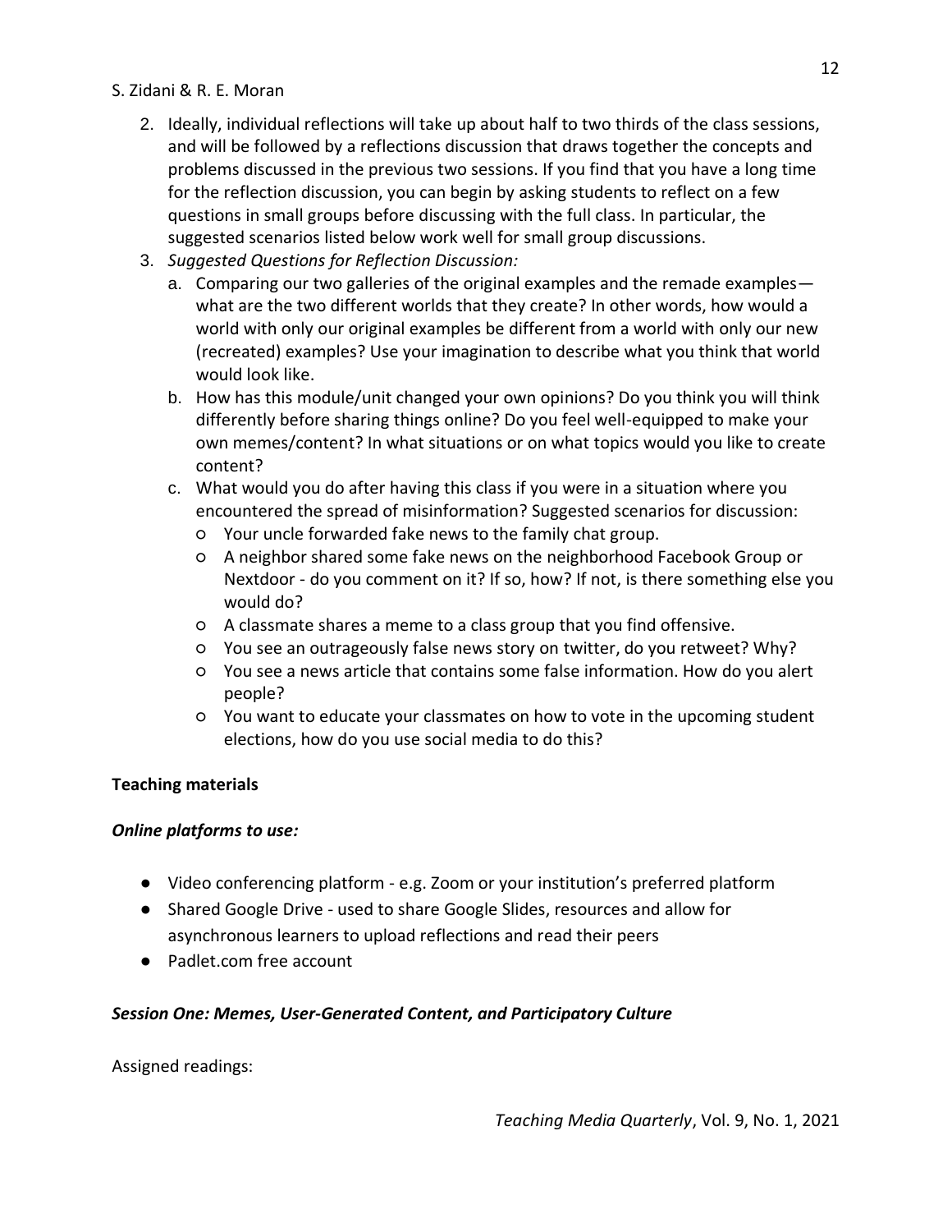2. Ideally, individual reflections will take up about half to two thirds of the class sessions, and will be followed by a reflections discussion that draws together the concepts and problems discussed in the previous two sessions. If you find that you have a long time for the reflection discussion, you can begin by asking students to reflect on a few questions in small groups before discussing with the full class. In particular, the suggested scenarios listed below work well for small group discussions.
3. *Suggested Questions for Reflection Discussion:*
   a. Comparing our two galleries of the original examples and the remade examples—what are the two different worlds that they create? In other words, how would a world with only our original examples be different from a world with only our new (recreated) examples? Use your imagination to describe what you think that world would look like.
   b. How has this module/unit changed your own opinions? Do you think you will think differently before sharing things online? Do you feel well-equipped to make your own memes/content? In what situations or on what topics would you like to create content?
   c. What would you do after having this class if you were in a situation where you encountered the spread of misinformation? Suggested scenarios for discussion:
      - Your uncle forwarded fake news to the family chat group.
      - A neighbor shared some fake news on the neighborhood Facebook Group or Nextdoor - do you comment on it? If so, how? If not, is there something else you would do?
      - A classmate shares a meme to a class group that you find offensive.
      - You see an outrageously false news story on twitter, do you retweet? Why?
      - You see a news article that contains some false information. How do you alert people?
      - You want to educate your classmates on how to vote in the upcoming student elections, how do you use social media to do this?

**Teaching materials**

***Online platforms to use:***

- Video conferencing platform - e.g. Zoom or your institution's preferred platform
- Shared Google Drive - used to share Google Slides, resources and allow for asynchronous learners to upload reflections and read their peers
- Padlet.com free account

***Session One: Memes, User-Generated Content, and Participatory Culture***

Assigned readings: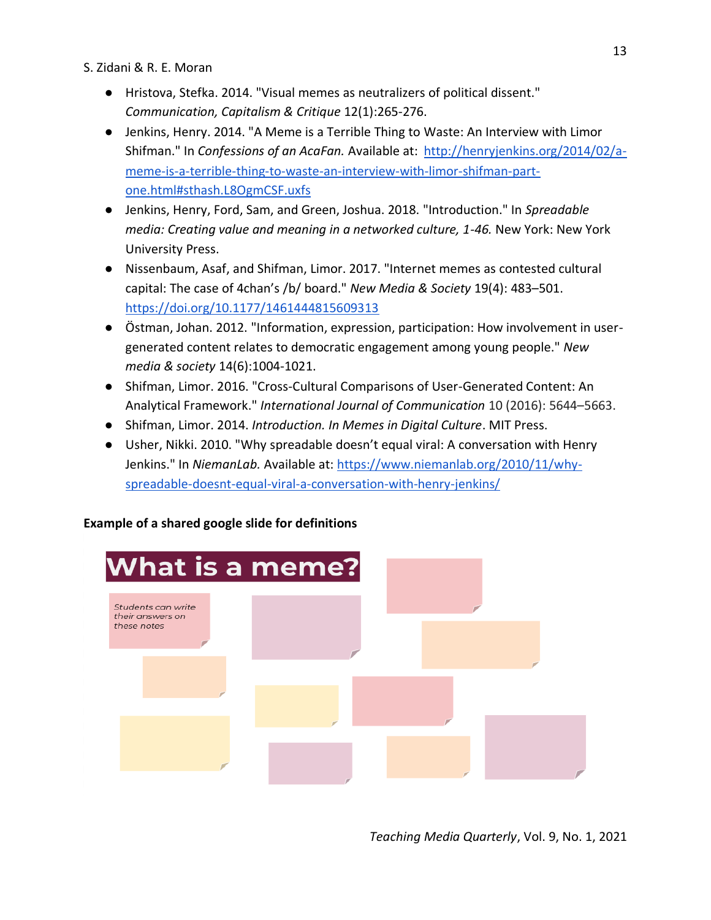- Hristova, Stefka. 2014. "Visual memes as neutralizers of political dissent." *Communication, Capitalism & Critique* 12(1):265-276.
- Jenkins, Henry. 2014. "A Meme is a Terrible Thing to Waste: An Interview with Limor Shifman." In *Confessions of an AcaFan.* Available at: [http://henryjenkins.org/2014/02/a-meme-is-a-terrible-thing-to-waste-an-interview-with-limor-shifman-part-one.html#sthash.L8OgmCSF.uxfs](http://henryjenkins.org/2014/02/a-meme-is-a-terrible-thing-to-waste-an-interview-with-limor-shifman-part-one.html#sthash.L8OgmCSF.uxfs)
- Jenkins, Henry, Ford, Sam, and Green, Joshua. 2018. "Introduction." In *Spreadable media: Creating value and meaning in a networked culture, 1-46.* New York: New York University Press.
- Nissenbaum, Asaf, and Shifman, Limor. 2017. "Internet memes as contested cultural capital: The case of 4chan's /b/ board." *New Media & Society* 19(4): 483–501. [https://doi.org/10.1177/1461444815609313](https://doi.org/10.1177/1461444815609313)
- Östman, Johan. 2012. "Information, expression, participation: How involvement in user-generated content relates to democratic engagement among young people." *New media & society* 14(6):1004-1021.
- Shifman, Limor. 2016. "Cross-Cultural Comparisons of User-Generated Content: An Analytical Framework." *International Journal of Communication* 10 (2016): 5644–5663.
- Shifman, Limor. 2014. *Introduction. In Memes in Digital Culture*. MIT Press.
- Usher, Nikki. 2010. "Why spreadable doesn't equal viral: A conversation with Henry Jenkins." In *NiemanLab.* Available at: [https://www.niemanlab.org/2010/11/why-spreadable-doesnt-equal-viral-a-conversation-with-henry-jenkins/](https://www.niemanlab.org/2010/11/why-spreadable-doesnt-equal-viral-a-conversation-with-henry-jenkins/)

**Example of a shared google slide for definitions**

What is a meme?

*Students can write their answers on these notes*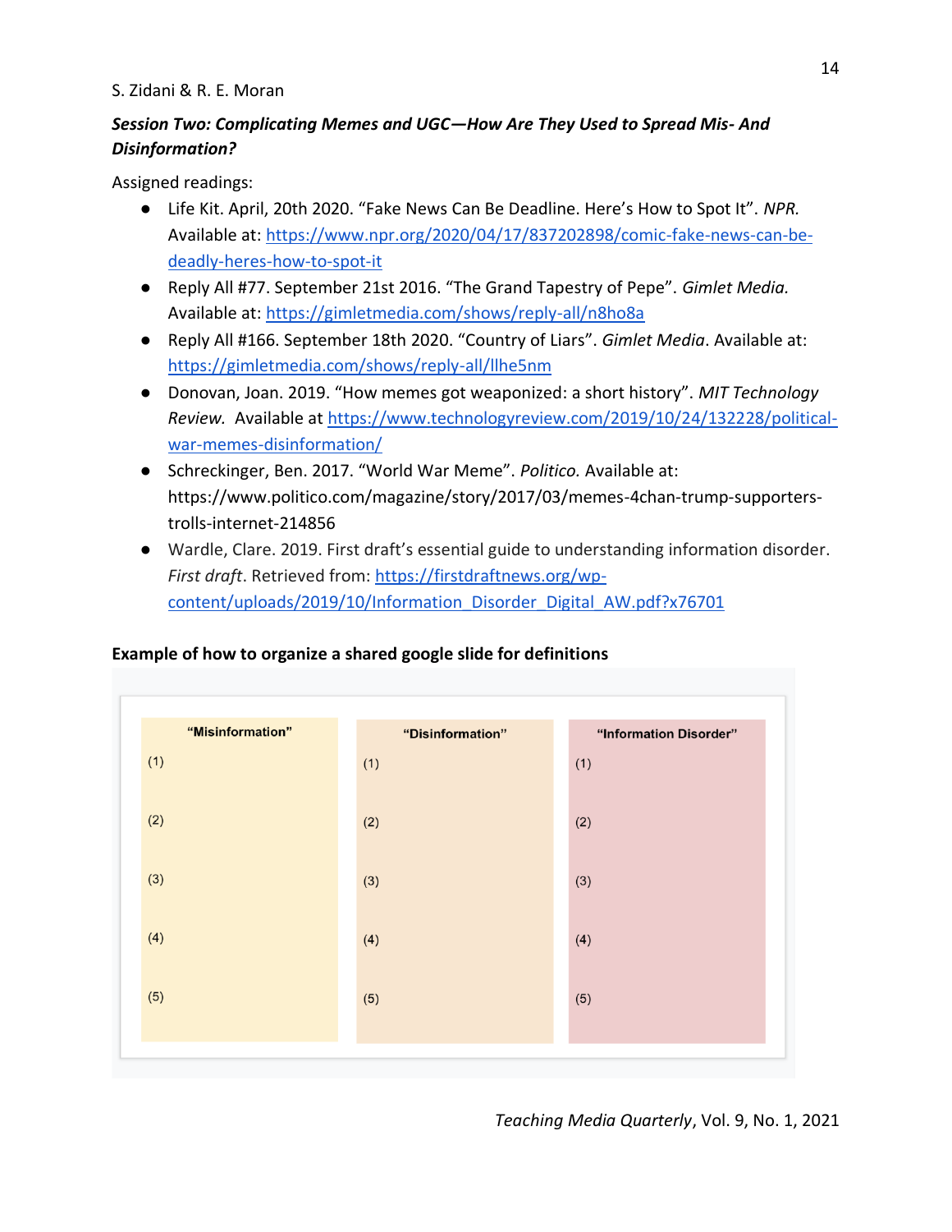### *Session Two: Complicating Memes and UGC—How Are They Used to Spread Mis- And Disinformation?*

Assigned readings:

- Life Kit. April, 20th 2020. "Fake News Can Be Deadline. Here's How to Spot It". *NPR.* Available at: https://www.npr.org/2020/04/17/837202898/comic-fake-news-can-be-deadly-heres-how-to-spot-it
- Reply All #77. September 21st 2016. "The Grand Tapestry of Pepe". *Gimlet Media.* Available at: https://gimletmedia.com/shows/reply-all/n8ho8a
- Reply All #166. September 18th 2020. "Country of Liars". *Gimlet Media*. Available at: https://gimletmedia.com/shows/reply-all/llhe5nm
- Donovan, Joan. 2019. "How memes got weaponized: a short history". *MIT Technology Review.* Available at https://www.technologyreview.com/2019/10/24/132228/political-war-memes-disinformation/
- Schreckinger, Ben. 2017. "World War Meme". *Politico.* Available at: https://www.politico.com/magazine/story/2017/03/memes-4chan-trump-supporters-trolls-internet-214856
- Wardle, Clare. 2019. First draft's essential guide to understanding information disorder. *First draft*. Retrieved from: https://firstdraftnews.org/wp-content/uploads/2019/10/Information_Disorder_Digital_AW.pdf?x76701

**Example of how to organize a shared google slide for definitions**

| "Misinformation" | "Disinformation" | "Information Disorder" |
|---|---|---|
| (1) | (1) | (1) |
| (2) | (2) | (2) |
| (3) | (3) | (3) |
| (4) | (4) | (4) |
| (5) | (5) | (5) |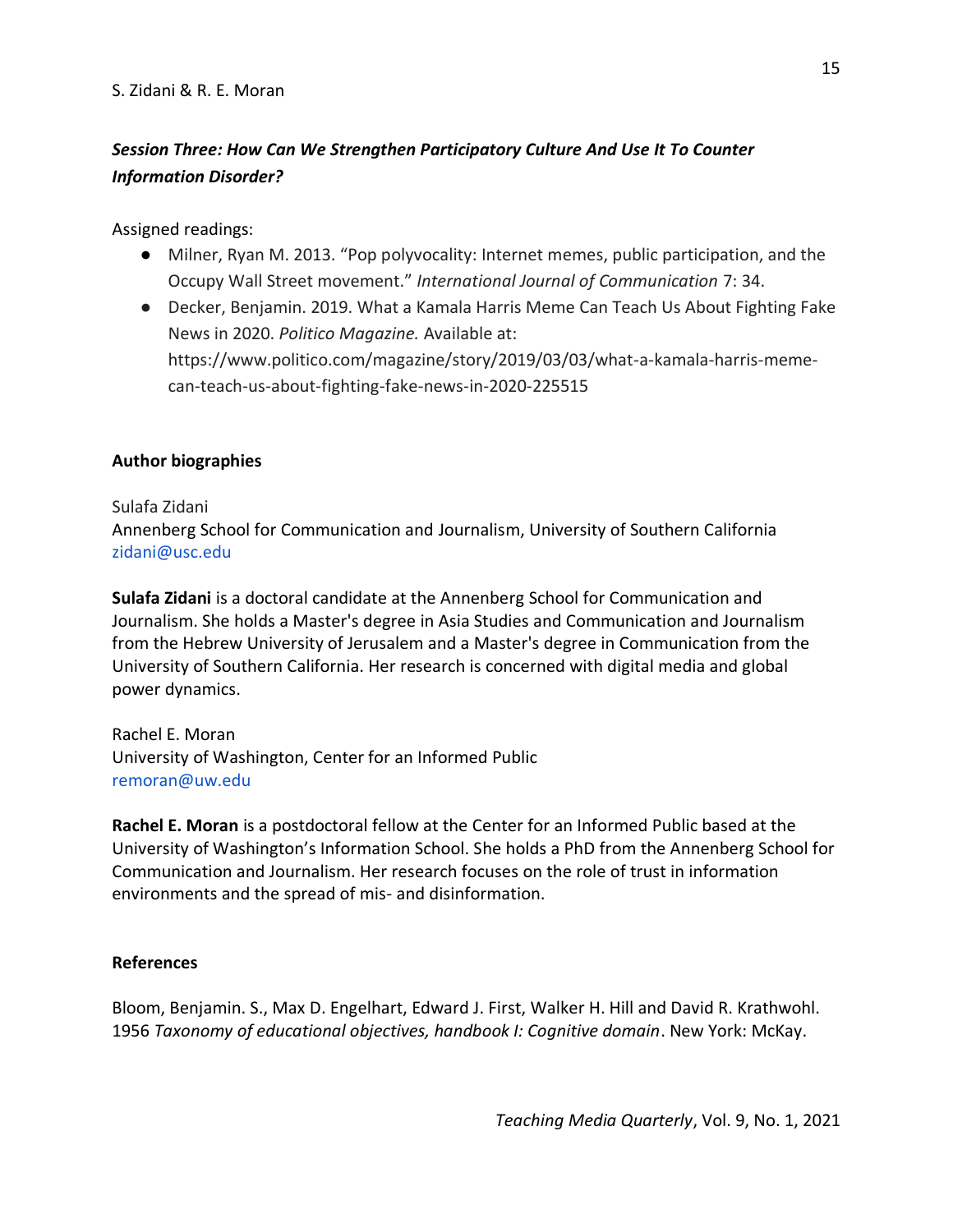***Session Three: How Can We Strengthen Participatory Culture And Use It To Counter Information Disorder?***

Assigned readings:

- Milner, Ryan M. 2013. "Pop polyvocality: Internet memes, public participation, and the Occupy Wall Street movement." *International Journal of Communication* 7: 34.
- Decker, Benjamin. 2019. What a Kamala Harris Meme Can Teach Us About Fighting Fake News in 2020. *Politico Magazine.* Available at: https://www.politico.com/magazine/story/2019/03/03/what-a-kamala-harris-meme-can-teach-us-about-fighting-fake-news-in-2020-225515

**Author biographies**

Sulafa Zidani
Annenberg School for Communication and Journalism, University of Southern California
zidani@usc.edu

**Sulafa Zidani** is a doctoral candidate at the Annenberg School for Communication and Journalism. She holds a Master's degree in Asia Studies and Communication and Journalism from the Hebrew University of Jerusalem and a Master's degree in Communication from the University of Southern California. Her research is concerned with digital media and global power dynamics.

Rachel E. Moran
University of Washington, Center for an Informed Public
remoran@uw.edu

**Rachel E. Moran** is a postdoctoral fellow at the Center for an Informed Public based at the University of Washington's Information School. She holds a PhD from the Annenberg School for Communication and Journalism. Her research focuses on the role of trust in information environments and the spread of mis- and disinformation.

**References**

Bloom, Benjamin. S., Max D. Engelhart, Edward J. First, Walker H. Hill and David R. Krathwohl. 1956 *Taxonomy of educational objectives, handbook I: Cognitive domain*. New York: McKay.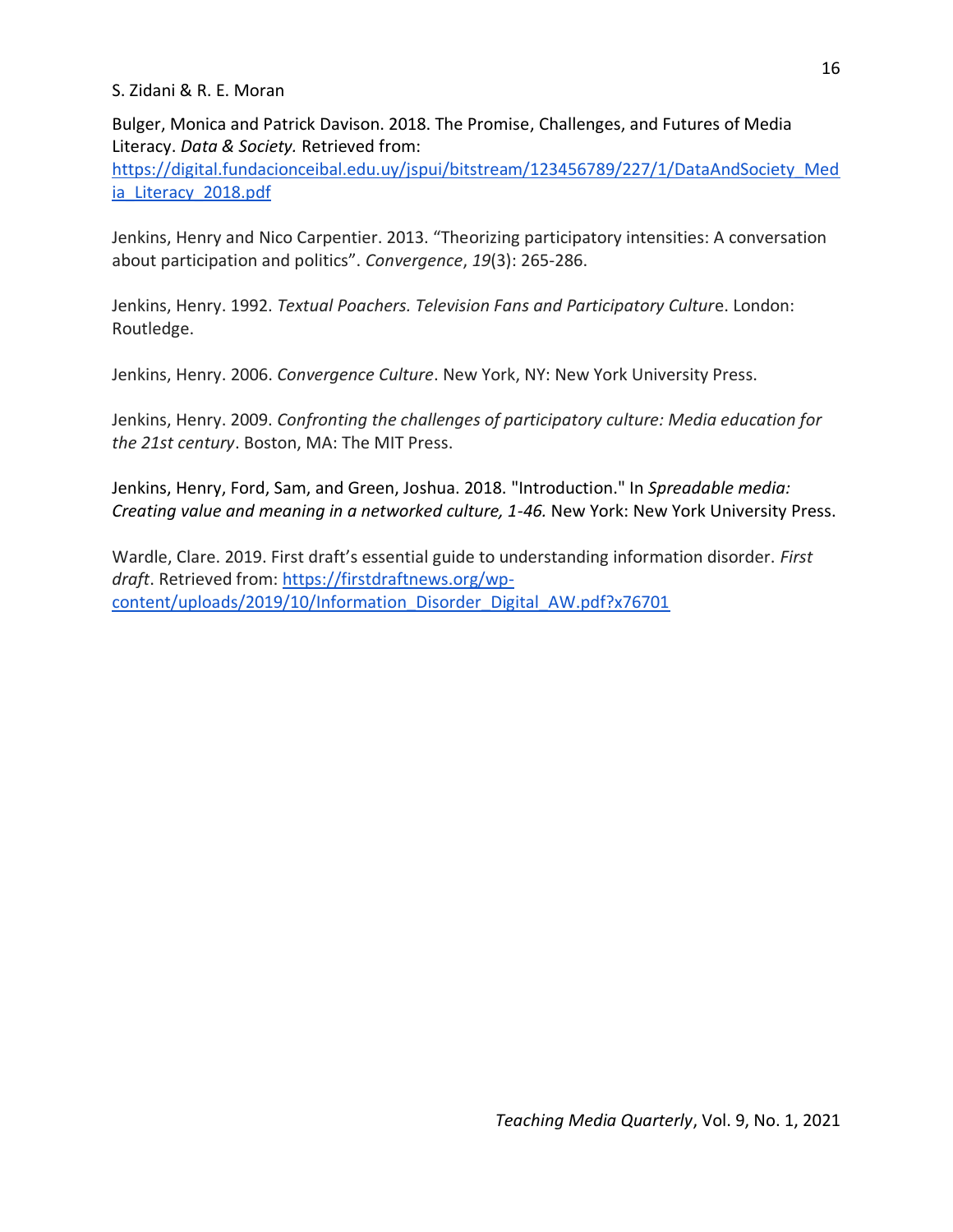Bulger, Monica and Patrick Davison. 2018. The Promise, Challenges, and Futures of Media Literacy. *Data & Society.* Retrieved from: https://digital.fundacionceibal.edu.uy/jspui/bitstream/123456789/227/1/DataAndSociety_Media_Literacy_2018.pdf

Jenkins, Henry and Nico Carpentier. 2013. "Theorizing participatory intensities: A conversation about participation and politics". *Convergence*, *19*(3): 265-286.

Jenkins, Henry. 1992. *Textual Poachers. Television Fans and Participatory Culture*. London: Routledge.

Jenkins, Henry. 2006. *Convergence Culture*. New York, NY: New York University Press.

Jenkins, Henry. 2009. *Confronting the challenges of participatory culture: Media education for the 21st century*. Boston, MA: The MIT Press.

Jenkins, Henry, Ford, Sam, and Green, Joshua. 2018. "Introduction." In *Spreadable media: Creating value and meaning in a networked culture, 1-46.* New York: New York University Press.

Wardle, Clare. 2019. First draft's essential guide to understanding information disorder. *First draft*. Retrieved from: https://firstdraftnews.org/wp-content/uploads/2019/10/Information_Disorder_Digital_AW.pdf?x76701